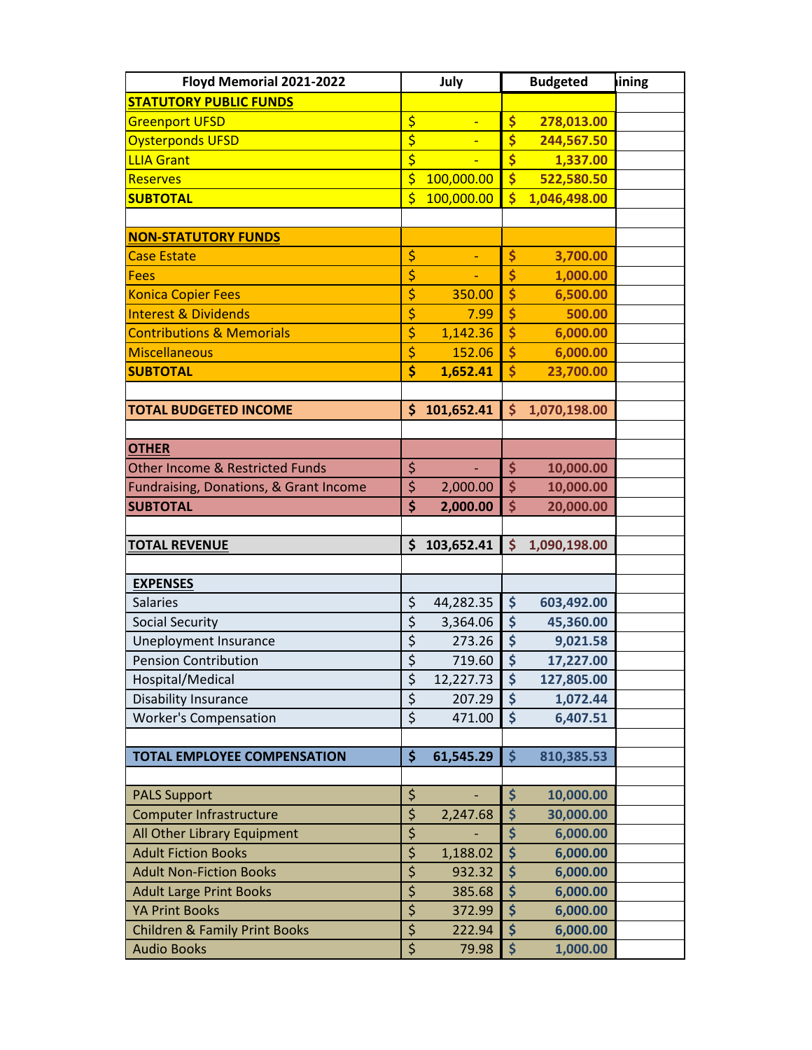| Floyd Memorial 2021-2022 | July | Budgeted | ining |
|---|---|---|---|
| **STATUTORY PUBLIC FUNDS** | | | |
| Greenport UFSD | $ - | $ 278,013.00 | |
| Oysterponds UFSD | $ - | $ 244,567.50 | |
| LLIA Grant | $ - | $ 1,337.00 | |
| Reserves | $ 100,000.00 | $ 522,580.50 | |
| **SUBTOTAL** | $ 100,000.00 | $ 1,046,498.00 | |
| | | | |
| **NON-STATUTORY FUNDS** | | | |
| Case Estate | $ - | $ 3,700.00 | |
| Fees | $ - | $ 1,000.00 | |
| Konica Copier Fees | $ 350.00 | $ 6,500.00 | |
| Interest & Dividends | $ 7.99 | $ 500.00 | |
| Contributions & Memorials | $ 1,142.36 | $ 6,000.00 | |
| Miscellaneous | $ 152.06 | $ 6,000.00 | |
| **SUBTOTAL** | **$ 1,652.41** | $ 23,700.00 | |
| | | | |
| **TOTAL BUDGETED INCOME** | **$ 101,652.41** | $ 1,070,198.00 | |
| | | | |
| **OTHER** | | | |
| Other Income & Restricted Funds | $ - | $ 10,000.00 | |
| Fundraising, Donations, & Grant Income | $ 2,000.00 | $ 10,000.00 | |
| **SUBTOTAL** | **$ 2,000.00** | $ 20,000.00 | |
| | | | |
| **TOTAL REVENUE** | **$ 103,652.41** | $ 1,090,198.00 | |
| | | | |
| **EXPENSES** | | | |
| Salaries | $ 44,282.35 | $ 603,492.00 | |
| Social Security | $ 3,364.06 | $ 45,360.00 | |
| Uneployment Insurance | $ 273.26 | $ 9,021.58 | |
| Pension Contribution | $ 719.60 | $ 17,227.00 | |
| Hospital/Medical | $ 12,227.73 | $ 127,805.00 | |
| Disability Insurance | $ 207.29 | $ 1,072.44 | |
| Worker's Compensation | $ 471.00 | $ 6,407.51 | |
| | | | |
| **TOTAL EMPLOYEE COMPENSATION** | **$ 61,545.29** | $ 810,385.53 | |
| | | | |
| PALS Support | $ - | $ 10,000.00 | |
| Computer Infrastructure | $ 2,247.68 | $ 30,000.00 | |
| All Other Library Equipment | $ - | $ 6,000.00 | |
| Adult Fiction Books | $ 1,188.02 | $ 6,000.00 | |
| Adult Non-Fiction Books | $ 932.32 | $ 6,000.00 | |
| Adult Large Print Books | $ 385.68 | $ 6,000.00 | |
| YA Print Books | $ 372.99 | $ 6,000.00 | |
| Children & Family Print Books | $ 222.94 | $ 6,000.00 | |
| Audio Books | $ 79.98 | $ 1,000.00 | |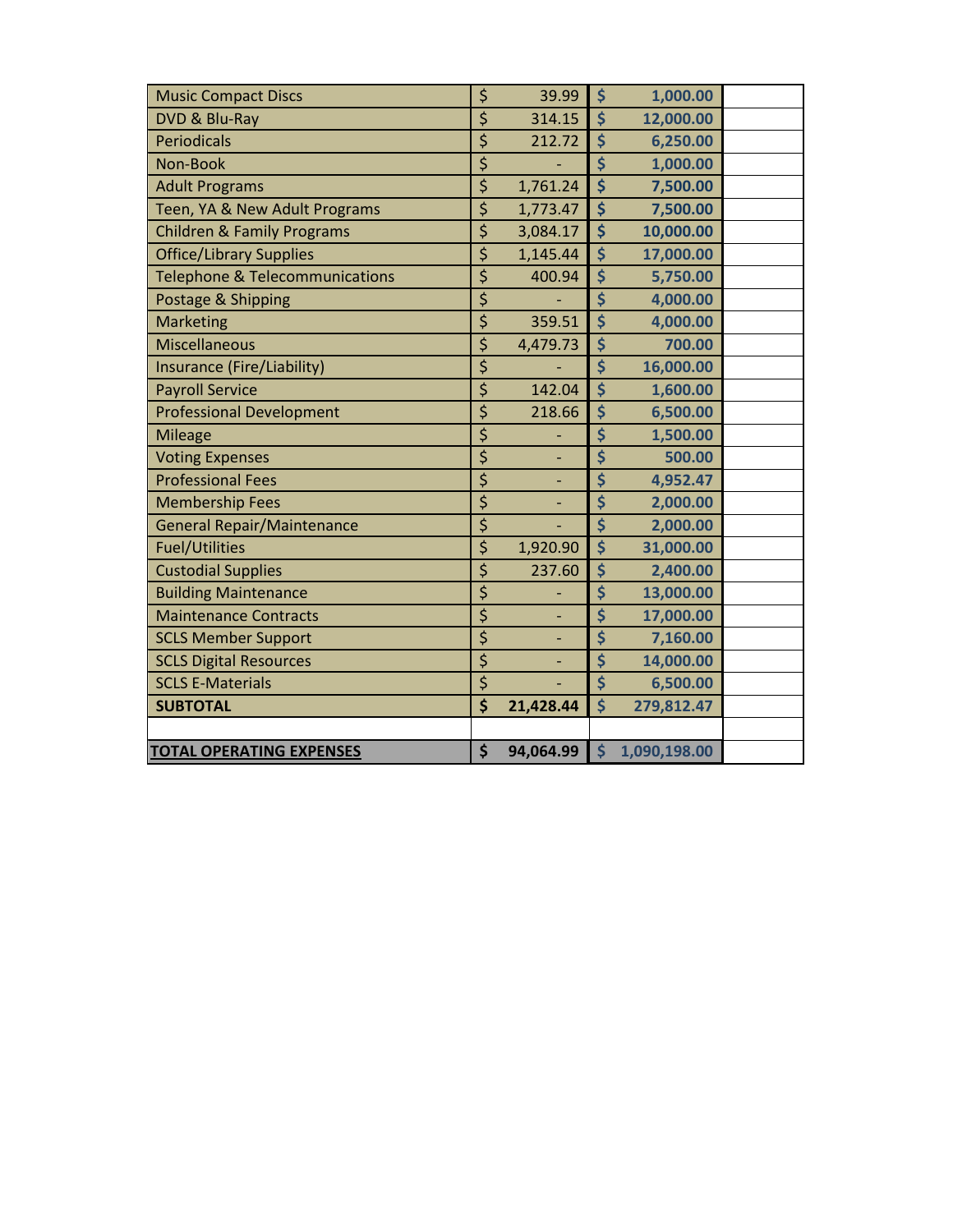| | | | |
|---|---|---|---|
| Music Compact Discs | $ 39.99 | $ 1,000.00 | |
| DVD & Blu-Ray | $ 314.15 | $ 12,000.00 | |
| Periodicals | $ 212.72 | $ 6,250.00 | |
| Non-Book | $ - | $ 1,000.00 | |
| Adult Programs | $ 1,761.24 | $ 7,500.00 | |
| Teen, YA & New Adult Programs | $ 1,773.47 | $ 7,500.00 | |
| Children & Family Programs | $ 3,084.17 | $ 10,000.00 | |
| Office/Library Supplies | $ 1,145.44 | $ 17,000.00 | |
| Telephone & Telecommunications | $ 400.94 | $ 5,750.00 | |
| Postage & Shipping | $ - | $ 4,000.00 | |
| Marketing | $ 359.51 | $ 4,000.00 | |
| Miscellaneous | $ 4,479.73 | $ 700.00 | |
| Insurance (Fire/Liability) | $ - | $ 16,000.00 | |
| Payroll Service | $ 142.04 | $ 1,600.00 | |
| Professional Development | $ 218.66 | $ 6,500.00 | |
| Mileage | $ - | $ 1,500.00 | |
| Voting Expenses | $ - | $ 500.00 | |
| Professional Fees | $ - | $ 4,952.47 | |
| Membership Fees | $ - | $ 2,000.00 | |
| General Repair/Maintenance | $ - | $ 2,000.00 | |
| Fuel/Utilities | $ 1,920.90 | $ 31,000.00 | |
| Custodial Supplies | $ 237.60 | $ 2,400.00 | |
| Building Maintenance | $ - | $ 13,000.00 | |
| Maintenance Contracts | $ - | $ 17,000.00 | |
| SCLS Member Support | $ - | $ 7,160.00 | |
| SCLS Digital Resources | $ - | $ 14,000.00 | |
| SCLS E-Materials | $ - | $ 6,500.00 | |
| **SUBTOTAL** | **$ 21,428.44** | **$ 279,812.47** | |
| | | | |
| **TOTAL OPERATING EXPENSES** | **$ 94,064.99** | **$ 1,090,198.00** | |